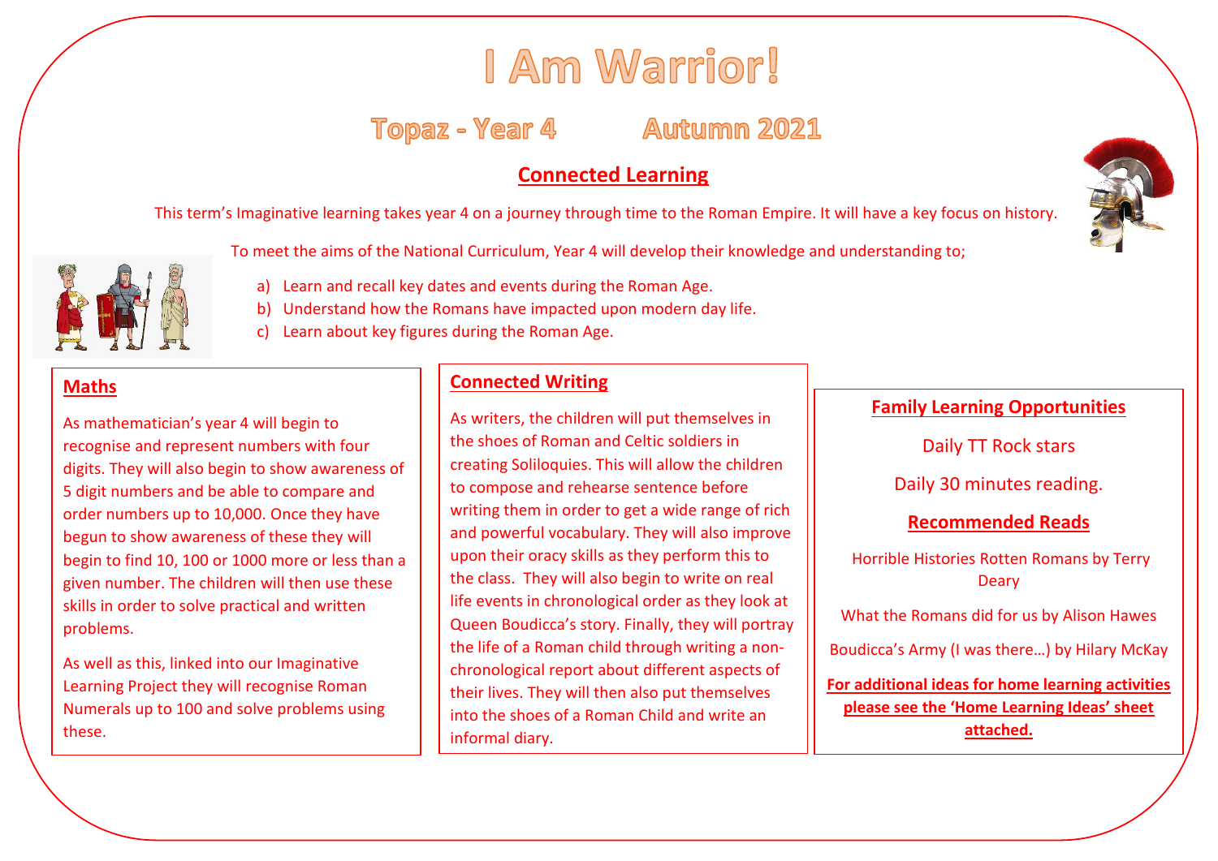# I Am Warrior!

## Topaz - Year 4 Autumn 2021

### Connected Learning

This term's Imaginative learning takes year 4 on a journey through time to the Roman Empire. It will have a key focus on history.

To meet the aims of the National Curriculum, Year 4 will develop their knowledge and understanding to;

a) Learn and recall key dates and events during the Roman Age.
b) Understand how the Romans have impacted upon modern day life.
c) Learn about key figures during the Roman Age.

### Maths

As mathematician's year 4 will begin to recognise and represent numbers with four digits. They will also begin to show awareness of 5 digit numbers and be able to compare and order numbers up to 10,000. Once they have begun to show awareness of these they will begin to find 10, 100 or 1000 more or less than a given number. The children will then use these skills in order to solve practical and written problems.

As well as this, linked into our Imaginative Learning Project they will recognise Roman Numerals up to 100 and solve problems using these.

### Connected Writing

As writers, the children will put themselves in the shoes of Roman and Celtic soldiers in creating Soliloquies. This will allow the children to compose and rehearse sentence before writing them in order to get a wide range of rich and powerful vocabulary. They will also improve upon their oracy skills as they perform this to the class. They will also begin to write on real life events in chronological order as they look at Queen Boudicca's story. Finally, they will portray the life of a Roman child through writing a non-chronological report about different aspects of their lives. They will then also put themselves into the shoes of a Roman Child and write an informal diary.

### Family Learning Opportunities

Daily TT Rock stars

Daily 30 minutes reading.

### Recommended Reads

Horrible Histories Rotten Romans by Terry Deary

What the Romans did for us by Alison Hawes

Boudicca's Army (I was there…) by Hilary McKay

**For additional ideas for home learning activities please see the 'Home Learning Ideas' sheet attached.**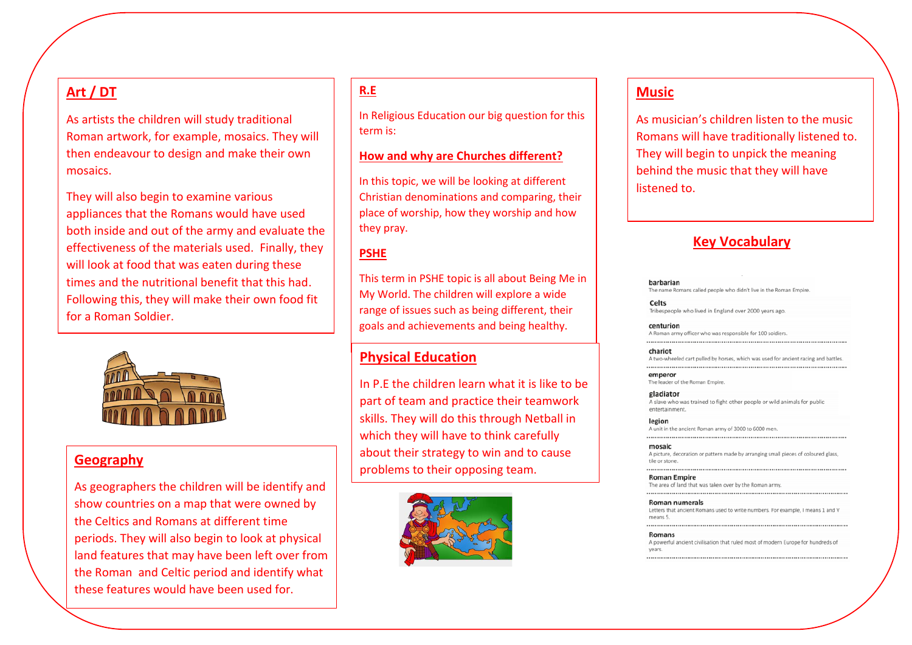## Art / DT

As artists the children will study traditional Roman artwork, for example, mosaics. They will then endeavour to design and make their own mosaics.

They will also begin to examine various appliances that the Romans would have used both inside and out of the army and evaluate the effectiveness of the materials used. Finally, they will look at food that was eaten during these times and the nutritional benefit that this had. Following this, they will make their own food fit for a Roman Soldier.

## Geography

As geographers the children will be identify and show countries on a map that were owned by the Celtics and Romans at different time periods. They will also begin to look at physical land features that may have been left over from the Roman and Celtic period and identify what these features would have been used for.

## R.E

In Religious Education our big question for this term is:

**How and why are Churches different?**

In this topic, we will be looking at different Christian denominations and comparing, their place of worship, how they worship and how they pray.

## PSHE

This term in PSHE topic is all about Being Me in My World. The children will explore a wide range of issues such as being different, their goals and achievements and being healthy.

## Physical Education

In P.E the children learn what it is like to be part of team and practice their teamwork skills. They will do this through Netball in which they will have to think carefully about their strategy to win and to cause problems to their opposing team.

## Music

As musician's children listen to the music Romans will have traditionally listened to. They will begin to unpick the meaning behind the music that they will have listened to.

## Key Vocabulary

**barbarian**
The name Romans called people who didn't live in the Roman Empire.

**Celts**
Tribespeople who lived in England over 2000 years ago.

**centurion**
A Roman army officer who was responsible for 100 soldiers.

**chariot**
A two-wheeled cart pulled by horses, which was used for ancient racing and battles.

**emperor**
The leader of the Roman Empire.

**gladiator**
A slave who was trained to fight other people or wild animals for public entertainment.

**legion**
A unit in the ancient Roman army of 3000 to 6000 men.

**mosaic**
A picture, decoration or pattern made by arranging small pieces of coloured glass, tile or stone.

**Roman Empire**
The area of land that was taken over by the Roman army.

**Roman numerals**
Letters that ancient Romans used to write numbers. For example, I means 1 and V means 5.

**Romans**
A powerful ancient civilisation that ruled most of modern Europe for hundreds of years.